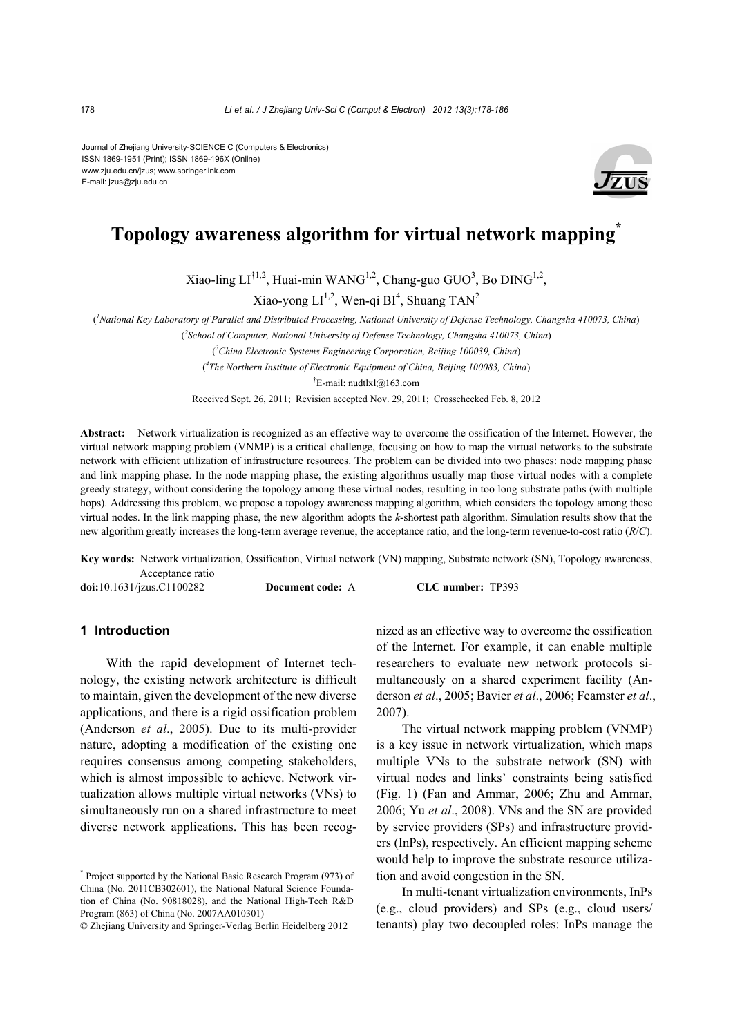Journal of Zhejiang University-SCIENCE C (Computers & Electronics)
ISSN 1869-1951 (Print); ISSN 1869-196X (Online)
www.zju.edu.cn/jzus; www.springerlink.com
E-mail: jzus@zju.edu.cn

# Topology awareness algorithm for virtual network mapping*

Xiao-ling LI[†1,2], Huai-min WANG[1,2], Chang-guo GUO[3], Bo DING[1,2], Xiao-yong LI[1,2], Wen-qi BI[4], Shuang TAN[2]

([1]*National Key Laboratory of Parallel and Distributed Processing, National University of Defense Technology, Changsha 410073, China*)

([2]*School of Computer, National University of Defense Technology, Changsha 410073, China*)

([3]*China Electronic Systems Engineering Corporation, Beijing 100039, China*)

([4]*The Northern Institute of Electronic Equipment of China, Beijing 100083, China*)

[†]E-mail: nudtlxl@163.com

Received Sept. 26, 2011; Revision accepted Nov. 29, 2011; Crosschecked Feb. 8, 2012

**Abstract:** Network virtualization is recognized as an effective way to overcome the ossification of the Internet. However, the virtual network mapping problem (VNMP) is a critical challenge, focusing on how to map the virtual networks to the substrate network with efficient utilization of infrastructure resources. The problem can be divided into two phases: node mapping phase and link mapping phase. In the node mapping phase, the existing algorithms usually map those virtual nodes with a complete greedy strategy, without considering the topology among these virtual nodes, resulting in too long substrate paths (with multiple hops). Addressing this problem, we propose a topology awareness mapping algorithm, which considers the topology among these virtual nodes. In the link mapping phase, the new algorithm adopts the *k*-shortest path algorithm. Simulation results show that the new algorithm greatly increases the long-term average revenue, the acceptance ratio, and the long-term revenue-to-cost ratio (*R*/*C*).

**Key words:** Network virtualization, Ossification, Virtual network (VN) mapping, Substrate network (SN), Topology awareness, Acceptance ratio

**doi:**10.1631/jzus.C1100282 **Document code:** A **CLC number:** TP393

## 1 Introduction

With the rapid development of Internet technology, the existing network architecture is difficult to maintain, given the development of the new diverse applications, and there is a rigid ossification problem (Anderson *et al*., 2005). Due to its multi-provider nature, adopting a modification of the existing one requires consensus among competing stakeholders, which is almost impossible to achieve. Network virtualization allows multiple virtual networks (VNs) to simultaneously run on a shared infrastructure to meet diverse network applications. This has been recognized as an effective way to overcome the ossification of the Internet. For example, it can enable multiple researchers to evaluate new network protocols simultaneously on a shared experiment facility (Anderson *et al*., 2005; Bavier *et al*., 2006; Feamster *et al*., 2007).

The virtual network mapping problem (VNMP) is a key issue in network virtualization, which maps multiple VNs to the substrate network (SN) with virtual nodes and links' constraints being satisfied (Fig. 1) (Fan and Ammar, 2006; Zhu and Ammar, 2006; Yu *et al*., 2008). VNs and the SN are provided by service providers (SPs) and infrastructure providers (InPs), respectively. An efficient mapping scheme would help to improve the substrate resource utilization and avoid congestion in the SN.

In multi-tenant virtualization environments, InPs (e.g., cloud providers) and SPs (e.g., cloud users/tenants) play two decoupled roles: InPs manage the

---

* Project supported by the National Basic Research Program (973) of China (No. 2011CB302601), the National Natural Science Foundation of China (No. 90818028), and the National High-Tech R&D Program (863) of China (No. 2007AA010301)

© Zhejiang University and Springer-Verlag Berlin Heidelberg 2012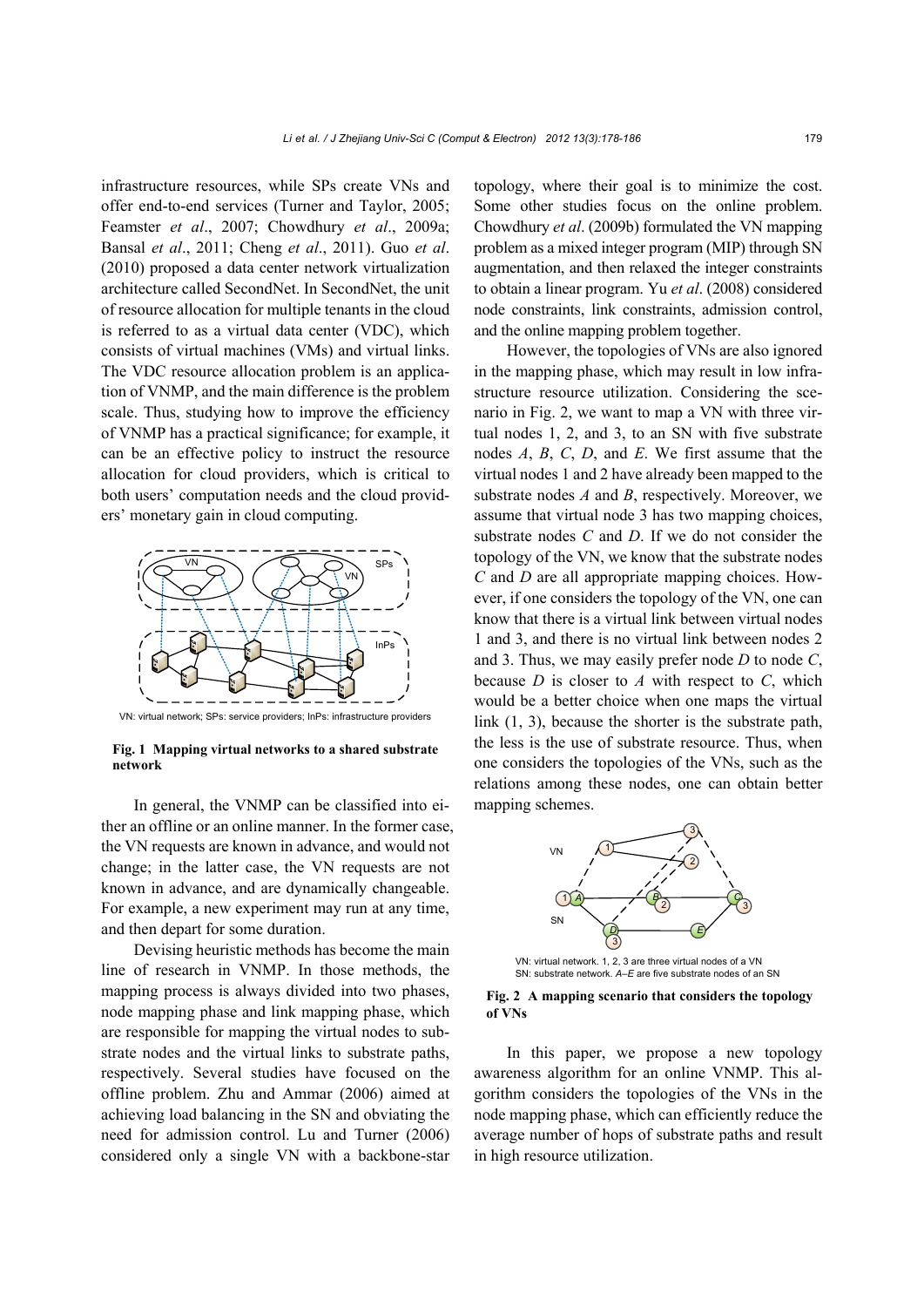infrastructure resources, while SPs create VNs and offer end-to-end services (Turner and Taylor, 2005; Feamster *et al*., 2007; Chowdhury *et al*., 2009a; Bansal *et al*., 2011; Cheng *et al*., 2011). Guo *et al*. (2010) proposed a data center network virtualization architecture called SecondNet. In SecondNet, the unit of resource allocation for multiple tenants in the cloud is referred to as a virtual data center (VDC), which consists of virtual machines (VMs) and virtual links. The VDC resource allocation problem is an application of VNMP, and the main difference is the problem scale. Thus, studying how to improve the efficiency of VNMP has a practical significance; for example, it can be an effective policy to instruct the resource allocation for cloud providers, which is critical to both users' computation needs and the cloud providers' monetary gain in cloud computing.

VN: virtual network; SPs: service providers; InPs: infrastructure providers

**Fig. 1 Mapping virtual networks to a shared substrate network**

In general, the VNMP can be classified into either an offline or an online manner. In the former case, the VN requests are known in advance, and would not change; in the latter case, the VN requests are not known in advance, and are dynamically changeable. For example, a new experiment may run at any time, and then depart for some duration.

Devising heuristic methods has become the main line of research in VNMP. In those methods, the mapping process is always divided into two phases, node mapping phase and link mapping phase, which are responsible for mapping the virtual nodes to substrate nodes and the virtual links to substrate paths, respectively. Several studies have focused on the offline problem. Zhu and Ammar (2006) aimed at achieving load balancing in the SN and obviating the need for admission control. Lu and Turner (2006) considered only a single VN with a backbone-star topology, where their goal is to minimize the cost. Some other studies focus on the online problem. Chowdhury *et al*. (2009b) formulated the VN mapping problem as a mixed integer program (MIP) through SN augmentation, and then relaxed the integer constraints to obtain a linear program. Yu *et al*. (2008) considered node constraints, link constraints, admission control, and the online mapping problem together.

However, the topologies of VNs are also ignored in the mapping phase, which may result in low infrastructure resource utilization. Considering the scenario in Fig. 2, we want to map a VN with three virtual nodes 1, 2, and 3, to an SN with five substrate nodes *A*, *B*, *C*, *D*, and *E*. We first assume that the virtual nodes 1 and 2 have already been mapped to the substrate nodes *A* and *B*, respectively. Moreover, we assume that virtual node 3 has two mapping choices, substrate nodes *C* and *D*. If we do not consider the topology of the VN, we know that the substrate nodes *C* and *D* are all appropriate mapping choices. However, if one considers the topology of the VN, one can know that there is a virtual link between virtual nodes 1 and 3, and there is no virtual link between nodes 2 and 3. Thus, we may easily prefer node *D* to node *C*, because *D* is closer to *A* with respect to *C*, which would be a better choice when one maps the virtual link (1, 3), because the shorter is the substrate path, the less is the use of substrate resource. Thus, when one considers the topologies of the VNs, such as the relations among these nodes, one can obtain better mapping schemes.

VN: virtual network. 1, 2, 3 are three virtual nodes of a VN
SN: substrate network. *A*–*E* are five substrate nodes of an SN

**Fig. 2 A mapping scenario that considers the topology of VNs**

In this paper, we propose a new topology awareness algorithm for an online VNMP. This algorithm considers the topologies of the VNs in the node mapping phase, which can efficiently reduce the average number of hops of substrate paths and result in high resource utilization.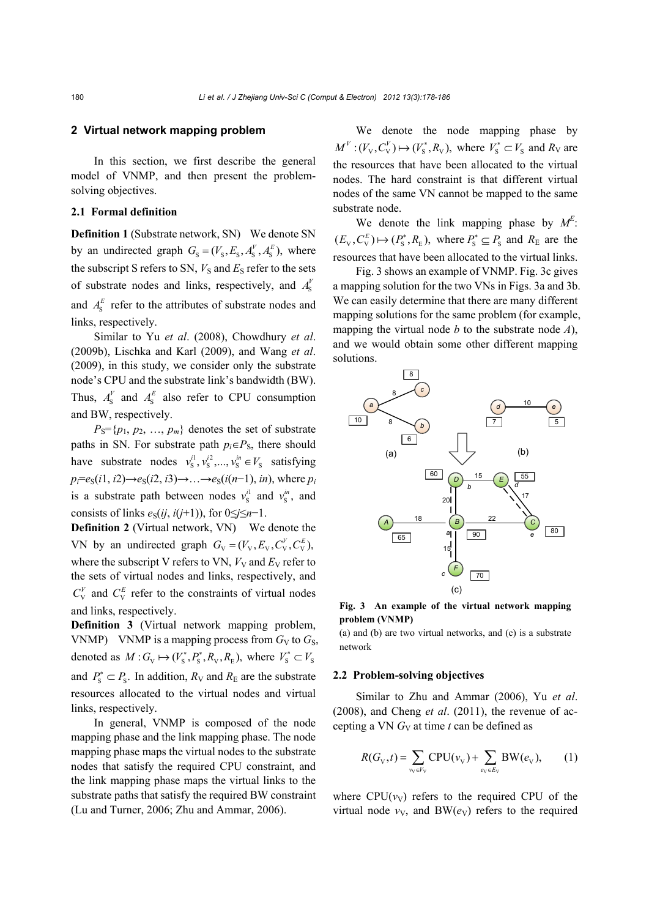## 2 Virtual network mapping problem

In this section, we first describe the general model of VNMP, and then present the problem-solving objectives.

### 2.1 Formal definition

**Definition 1** (Substrate network, SN) We denote SN by an undirected graph $G_{\rm S}=(V_{\rm S}, E_{\rm S}, A_{\rm S}^V, A_{\rm S}^E)$, where the subscript S refers to SN, $V_{\rm S}$ and $E_{\rm S}$ refer to the sets of substrate nodes and links, respectively, and $A_{\rm S}^V$ and $A_{\rm S}^E$ refer to the attributes of substrate nodes and links, respectively.

Similar to Yu *et al*. (2008), Chowdhury *et al*. (2009b), Lischka and Karl (2009), and Wang *et al*. (2009), in this study, we consider only the substrate node's CPU and the substrate link's bandwidth (BW). Thus, $A_{\rm S}^V$ and $A_{\rm S}^E$ also refer to CPU consumption and BW, respectively.

$P_{\rm S}=\{p_1, p_2, \ldots, p_m\}$ denotes the set of substrate paths in SN. For substrate path $p_i \in P_{\rm S}$, there should have substrate nodes $v_{\rm S}^{i1}, v_{\rm S}^{i2}, \ldots, v_{\rm S}^{in} \in V_{\rm S}$ satisfying $p_i=e_{\rm S}(i1, i2)\rightarrow e_{\rm S}(i2, i3)\rightarrow\ldots\rightarrow e_{\rm S}(i(n-1), in)$, where $p_i$ is a substrate path between nodes $v_{\rm S}^{i1}$ and $v_{\rm S}^{in}$, and consists of links $e_{\rm S}(ij, i(j+1))$, for $0\leq j\leq n-1$.

**Definition 2** (Virtual network, VN) We denote the VN by an undirected graph $G_{\rm V}=(V_{\rm V}, E_{\rm V}, C_{\rm V}^V, C_{\rm V}^E)$, where the subscript V refers to VN, $V_{\rm V}$ and $E_{\rm V}$ refer to the sets of virtual nodes and links, respectively, and $C_{\rm V}^V$ and $C_{\rm V}^E$ refer to the constraints of virtual nodes and links, respectively.

**Definition 3** (Virtual network mapping problem, VNMP) VNMP is a mapping process from $G_{\rm V}$ to $G_{\rm S}$, denoted as $M: G_{\rm V} \mapsto (V_{\rm S}^*, P_{\rm S}^*, R_{\rm V}, R_{\rm E})$, where $V_{\rm S}^* \subset V_{\rm S}$ and $P_{\rm S}^* \subset P_{\rm S}$. In addition, $R_{\rm V}$ and $R_{\rm E}$ are the substrate resources allocated to the virtual nodes and virtual links, respectively.

In general, VNMP is composed of the node mapping phase and the link mapping phase. The node mapping phase maps the virtual nodes to the substrate nodes that satisfy the required CPU constraint, and the link mapping phase maps the virtual links to the substrate paths that satisfy the required BW constraint (Lu and Turner, 2006; Zhu and Ammar, 2006).

We denote the node mapping phase by $M^V: (V_{\rm V}, C_{\rm V}^V) \mapsto (V_{\rm S}^*, R_{\rm V})$, where $V_{\rm S}^* \subset V_{\rm S}$ and $R_{\rm V}$ are the resources that have been allocated to the virtual nodes. The hard constraint is that different virtual nodes of the same VN cannot be mapped to the same substrate node.

We denote the link mapping phase by $M^E$: $(E_{\rm V}, C_{\rm V}^E) \mapsto (P_{\rm S}^*, R_{\rm E})$, where $P_{\rm S}^* \subseteq P_{\rm S}$ and $R_{\rm E}$ are the resources that have been allocated to the virtual links.

Fig. 3 shows an example of VNMP. Fig. 3c gives a mapping solution for the two VNs in Figs. 3a and 3b. We can easily determine that there are many different mapping solutions for the same problem (for example, mapping the virtual node *b* to the substrate node *A*), and we would obtain some other different mapping solutions.

**Fig. 3 An example of the virtual network mapping problem (VNMP)**
(a) and (b) are two virtual networks, and (c) is a substrate network

### 2.2 Problem-solving objectives

Similar to Zhu and Ammar (2006), Yu *et al*. (2008), and Cheng *et al*. (2011), the revenue of accepting a VN $G_{\rm V}$ at time $t$ can be defined as

$$R(G_{\rm V}, t)=\sum_{v_{\rm V}\in V_{\rm V}}{\rm CPU}(v_{\rm V})+\sum_{e_{\rm V}\in E_{\rm V}}{\rm BW}(e_{\rm V}), \qquad (1)$$

where ${\rm CPU}(v_{\rm V})$ refers to the required CPU of the virtual node $v_{\rm V}$, and ${\rm BW}(e_{\rm V})$ refers to the required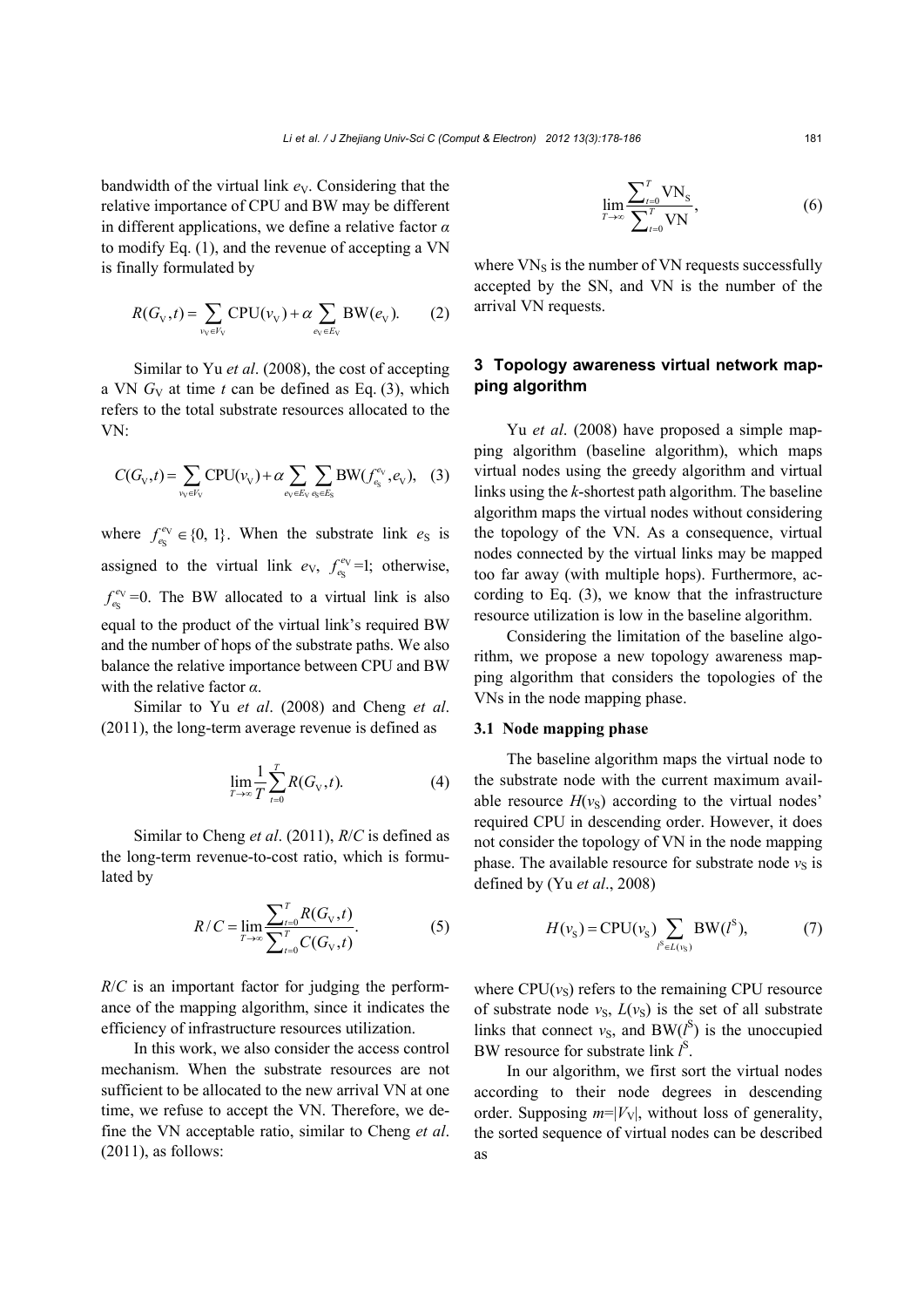bandwidth of the virtual link $e_V$. Considering that the relative importance of CPU and BW may be different in different applications, we define a relative factor $\alpha$ to modify Eq. (1), and the revenue of accepting a VN is finally formulated by

$$R(G_V, t) = \sum_{v_V \in V_V} \mathrm{CPU}(v_V) + \alpha \sum_{e_V \in E_V} \mathrm{BW}(e_V). \quad (2)$$

Similar to Yu *et al*. (2008), the cost of accepting a VN $G_V$ at time $t$ can be defined as Eq. (3), which refers to the total substrate resources allocated to the VN:

$$C(G_V, t) = \sum_{v_V \in V_V} \mathrm{CPU}(v_V) + \alpha \sum_{e_V \in E_V} \sum_{e_S \in E_S} \mathrm{BW}(f_{e_S}^{e_V}, e_V), \quad (3)$$

where $f_{e_S}^{e_V} \in \{0, 1\}$. When the substrate link $e_S$ is assigned to the virtual link $e_V$, $f_{e_S}^{e_V}=1$; otherwise, $f_{e_S}^{e_V}=0$. The BW allocated to a virtual link is also equal to the product of the virtual link's required BW and the number of hops of the substrate paths. We also balance the relative importance between CPU and BW with the relative factor $\alpha$.

Similar to Yu *et al*. (2008) and Cheng *et al*. (2011), the long-term average revenue is defined as

$$\lim_{T \to \infty} \frac{1}{T} \sum_{t=0}^{T} R(G_V, t). \quad (4)$$

Similar to Cheng *et al*. (2011), $R/C$ is defined as the long-term revenue-to-cost ratio, which is formulated by

$$R/C = \lim_{T \to \infty} \frac{\sum_{t=0}^{T} R(G_V, t)}{\sum_{t=0}^{T} C(G_V, t)}. \quad (5)$$

$R/C$ is an important factor for judging the performance of the mapping algorithm, since it indicates the efficiency of infrastructure resources utilization.

In this work, we also consider the access control mechanism. When the substrate resources are not sufficient to be allocated to the new arrival VN at one time, we refuse to accept the VN. Therefore, we define the VN acceptable ratio, similar to Cheng *et al*. (2011), as follows:

$$\lim_{T \to \infty} \frac{\sum_{t=0}^{T} \mathrm{VN_S}}{\sum_{t=0}^{T} \mathrm{VN}}, \quad (6)$$

where $\mathrm{VN_S}$ is the number of VN requests successfully accepted by the SN, and VN is the number of the arrival VN requests.

## 3 Topology awareness virtual network mapping algorithm

Yu *et al*. (2008) have proposed a simple mapping algorithm (baseline algorithm), which maps virtual nodes using the greedy algorithm and virtual links using the $k$-shortest path algorithm. The baseline algorithm maps the virtual nodes without considering the topology of the VN. As a consequence, virtual nodes connected by the virtual links may be mapped too far away (with multiple hops). Furthermore, according to Eq. (3), we know that the infrastructure resource utilization is low in the baseline algorithm.

Considering the limitation of the baseline algorithm, we propose a new topology awareness mapping algorithm that considers the topologies of the VNs in the node mapping phase.

### 3.1 Node mapping phase

The baseline algorithm maps the virtual node to the substrate node with the current maximum available resource $H(v_S)$ according to the virtual nodes' required CPU in descending order. However, it does not consider the topology of VN in the node mapping phase. The available resource for substrate node $v_S$ is defined by (Yu *et al*., 2008)

$$H(v_S) = \mathrm{CPU}(v_S) \sum_{l^S \in L(v_S)} \mathrm{BW}(l^S), \quad (7)$$

where $\mathrm{CPU}(v_S)$ refers to the remaining CPU resource of substrate node $v_S$, $L(v_S)$ is the set of all substrate links that connect $v_S$, and $\mathrm{BW}(l^S)$ is the unoccupied BW resource for substrate link $l^S$.

In our algorithm, we first sort the virtual nodes according to their node degrees in descending order. Supposing $m=|V_V|$, without loss of generality, the sorted sequence of virtual nodes can be described as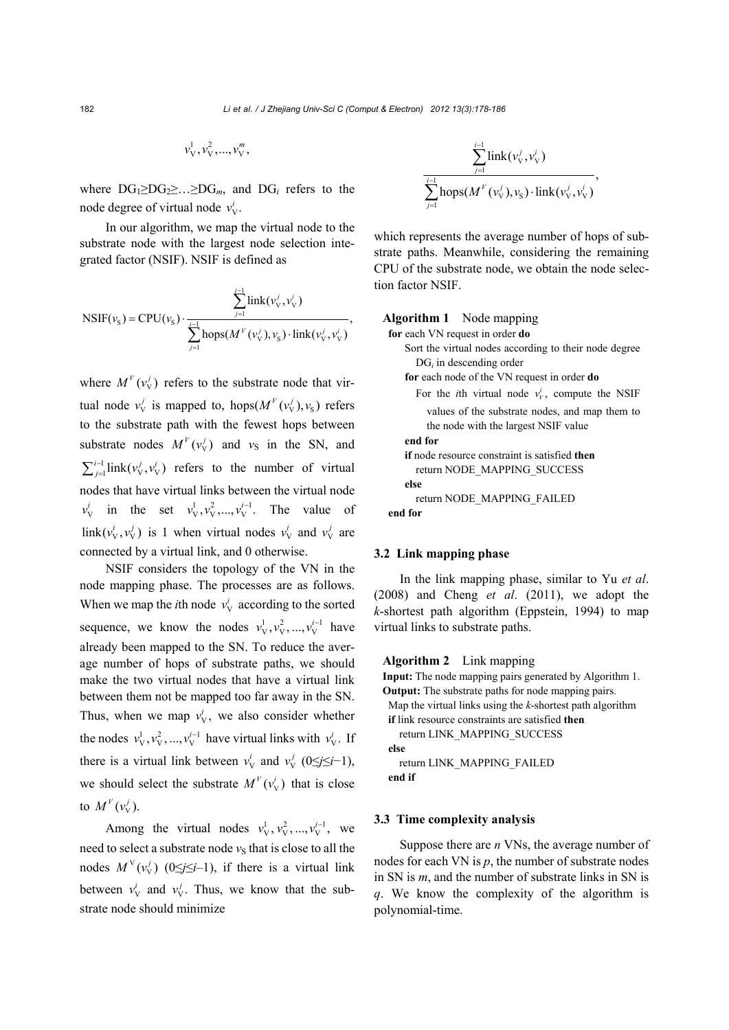$$v_V^1, v_V^2, ..., v_V^m,$$

where $DG_1 \geq DG_2 \geq \ldots \geq DG_m$, and $DG_i$ refers to the node degree of virtual node $v_V^i$.

In our algorithm, we map the virtual node to the substrate node with the largest node selection integrated factor (NSIF). NSIF is defined as

$$\text{NSIF}(v_S) = \text{CPU}(v_S) \cdot \frac{\sum_{j=1}^{i-1} \text{link}(v_V^j, v_V^i)}{\sum_{j=1}^{i-1} \text{hops}(M^V(v_V^j), v_S) \cdot \text{link}(v_V^j, v_V^i)},$$

where $M^V(v_V^j)$ refers to the substrate node that virtual node $v_V^j$ is mapped to, $\text{hops}(M^V(v_V^j), v_S)$ refers to the substrate path with the fewest hops between substrate nodes $M^V(v_V^j)$ and $v_S$ in the SN, and $\sum_{j=1}^{i-1} \text{link}(v_V^j, v_V^i)$ refers to the number of virtual nodes that have virtual links between the virtual node $v_V^i$ in the set $v_V^1, v_V^2, ..., v_V^{i-1}$. The value of $\text{link}(v_V^i, v_V^j)$ is 1 when virtual nodes $v_V^i$ and $v_V^j$ are connected by a virtual link, and 0 otherwise.

NSIF considers the topology of the VN in the node mapping phase. The processes are as follows. When we map the *i*th node $v_V^i$ according to the sorted sequence, we know the nodes $v_V^1, v_V^2, ..., v_V^{i-1}$ have already been mapped to the SN. To reduce the average number of hops of substrate paths, we should make the two virtual nodes that have a virtual link between them not be mapped too far away in the SN. Thus, when we map $v_V^i$, we also consider whether the nodes $v_V^1, v_V^2, ..., v_V^{i-1}$ have virtual links with $v_V^i$. If there is a virtual link between $v_V^i$ and $v_V^j$ ($0 \leq j \leq i-1$), we should select the substrate $M^V(v_V^i)$ that is close to $M^V(v_V^j)$.

Among the virtual nodes $v_V^1, v_V^2, ..., v_V^{i-1}$, we need to select a substrate node $v_S$ that is close to all the nodes $M^V(v_V^j)$ ($0 \leq j \leq i-1$), if there is a virtual link between $v_V^i$ and $v_V^j$. Thus, we know that the substrate node should minimize

$$\frac{\sum_{j=1}^{i-1} \text{link}(v_V^j, v_V^i)}{\sum_{j=1}^{i-1} \text{hops}(M^V(v_V^j), v_S) \cdot \text{link}(v_V^j, v_V^i)},$$

which represents the average number of hops of substrate paths. Meanwhile, considering the remaining CPU of the substrate node, we obtain the node selection factor NSIF.

**Algorithm 1** Node mapping

```
for each VN request in order do
    Sort the virtual nodes according to their node degree DG_i in descending order
    for each node of the VN request in order do
        For the ith virtual node v_V^i, compute the NSIF values of the substrate nodes, and map them to the node with the largest NSIF value
    end for
    if node resource constraint is satisfied then
        return NODE_MAPPING_SUCCESS
    else
        return NODE_MAPPING_FAILED
end for
```

### 3.2 Link mapping phase

In the link mapping phase, similar to Yu *et al*. (2008) and Cheng *et al*. (2011), we adopt the *k*-shortest path algorithm (Eppstein, 1994) to map virtual links to substrate paths.

**Algorithm 2** Link mapping

```
Input: The node mapping pairs generated by Algorithm 1.
Output: The substrate paths for node mapping pairs.
Map the virtual links using the k-shortest path algorithm
if link resource constraints are satisfied then
    return LINK_MAPPING_SUCCESS
else
    return LINK_MAPPING_FAILED
end if
```

### 3.3 Time complexity analysis

Suppose there are *n* VNs, the average number of nodes for each VN is *p*, the number of substrate nodes in SN is *m*, and the number of substrate links in SN is *q*. We know the complexity of the algorithm is polynomial-time.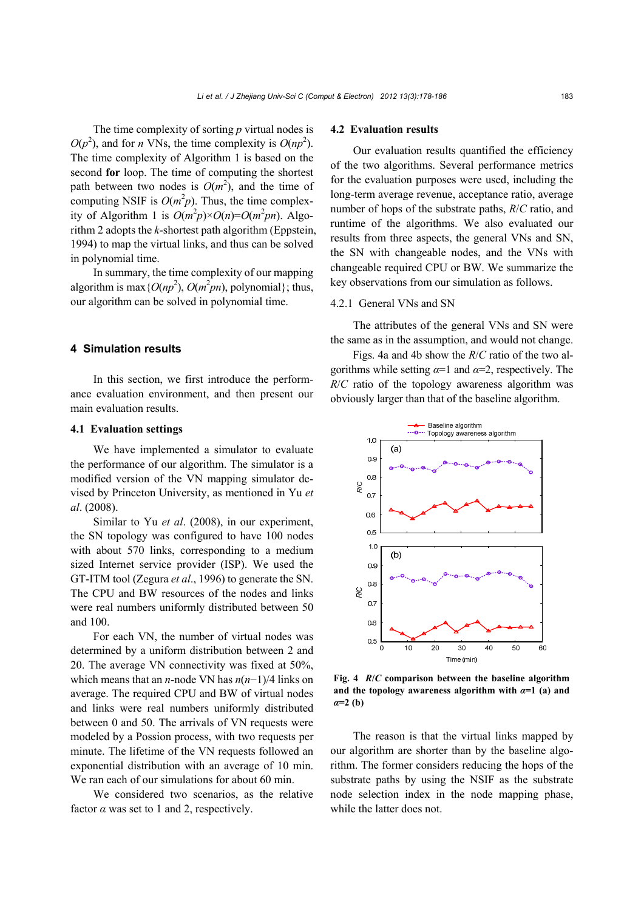The time complexity of sorting $p$ virtual nodes is $O(p^2)$, and for $n$ VNs, the time complexity is $O(np^2)$. The time complexity of Algorithm 1 is based on the second **for** loop. The time of computing the shortest path between two nodes is $O(m^2)$, and the time of computing NSIF is $O(m^2p)$. Thus, the time complexity of Algorithm 1 is $O(m^2p)\times O(n)=O(m^2pn)$. Algorithm 2 adopts the $k$-shortest path algorithm (Eppstein, 1994) to map the virtual links, and thus can be solved in polynomial time.

In summary, the time complexity of our mapping algorithm is $\max\{O(np^2), O(m^2pn), \text{polynomial}\}$; thus, our algorithm can be solved in polynomial time.

## 4 Simulation results

In this section, we first introduce the performance evaluation environment, and then present our main evaluation results.

### 4.1 Evaluation settings

We have implemented a simulator to evaluate the performance of our algorithm. The simulator is a modified version of the VN mapping simulator devised by Princeton University, as mentioned in Yu *et al*. (2008).

Similar to Yu *et al*. (2008), in our experiment, the SN topology was configured to have 100 nodes with about 570 links, corresponding to a medium sized Internet service provider (ISP). We used the GT-ITM tool (Zegura *et al*., 1996) to generate the SN. The CPU and BW resources of the nodes and links were real numbers uniformly distributed between 50 and 100.

For each VN, the number of virtual nodes was determined by a uniform distribution between 2 and 20. The average VN connectivity was fixed at 50%, which means that an $n$-node VN has $n(n-1)/4$ links on average. The required CPU and BW of virtual nodes and links were real numbers uniformly distributed between 0 and 50. The arrivals of VN requests were modeled by a Possion process, with two requests per minute. The lifetime of the VN requests followed an exponential distribution with an average of 10 min. We ran each of our simulations for about 60 min.

We considered two scenarios, as the relative factor $\alpha$ was set to 1 and 2, respectively.

### 4.2 Evaluation results

Our evaluation results quantified the efficiency of the two algorithms. Several performance metrics for the evaluation purposes were used, including the long-term average revenue, acceptance ratio, average number of hops of the substrate paths, $R/C$ ratio, and runtime of the algorithms. We also evaluated our results from three aspects, the general VNs and SN, the SN with changeable nodes, and the VNs with changeable required CPU or BW. We summarize the key observations from our simulation as follows.

#### 4.2.1 General VNs and SN

The attributes of the general VNs and SN were the same as in the assumption, and would not change.

Figs. 4a and 4b show the $R/C$ ratio of the two algorithms while setting $\alpha$=1 and $\alpha$=2, respectively. The $R/C$ ratio of the topology awareness algorithm was obviously larger than that of the baseline algorithm.

**Fig. 4 $R/C$ comparison between the baseline algorithm and the topology awareness algorithm with $\alpha$=1 (a) and $\alpha$=2 (b)**

The reason is that the virtual links mapped by our algorithm are shorter than by the baseline algorithm. The former considers reducing the hops of the substrate paths by using the NSIF as the substrate node selection index in the node mapping phase, while the latter does not.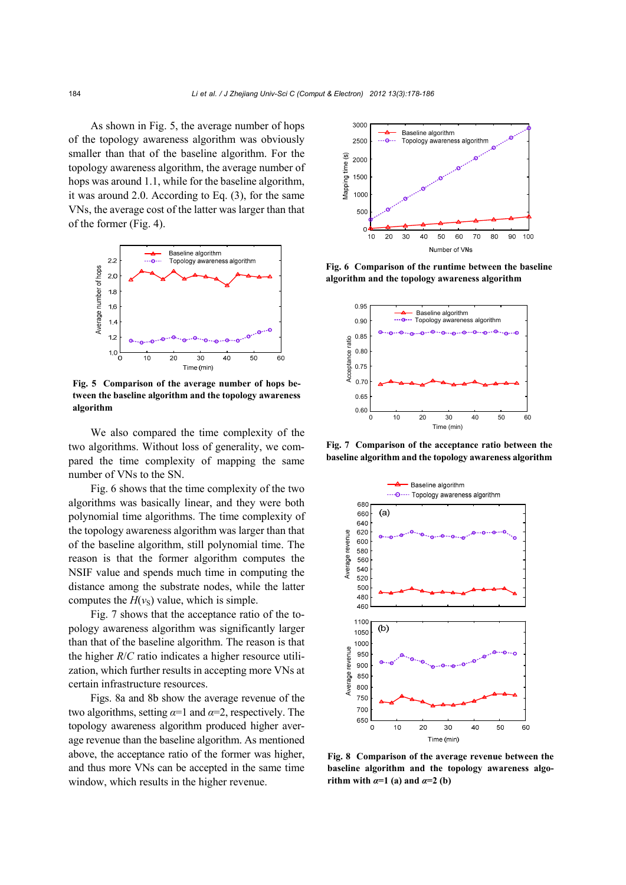As shown in Fig. 5, the average number of hops of the topology awareness algorithm was obviously smaller than that of the baseline algorithm. For the topology awareness algorithm, the average number of hops was around 1.1, while for the baseline algorithm, it was around 2.0. According to Eq. (3), for the same VNs, the average cost of the latter was larger than that of the former (Fig. 4).

**Fig. 5 Comparison of the average number of hops between the baseline algorithm and the topology awareness algorithm**

We also compared the time complexity of the two algorithms. Without loss of generality, we compared the time complexity of mapping the same number of VNs to the SN.

Fig. 6 shows that the time complexity of the two algorithms was basically linear, and they were both polynomial time algorithms. The time complexity of the topology awareness algorithm was larger than that of the baseline algorithm, still polynomial time. The reason is that the former algorithm computes the NSIF value and spends much time in computing the distance among the substrate nodes, while the latter computes the $H(v_S)$ value, which is simple.

Fig. 7 shows that the acceptance ratio of the topology awareness algorithm was significantly larger than that of the baseline algorithm. The reason is that the higher $R/C$ ratio indicates a higher resource utilization, which further results in accepting more VNs at certain infrastructure resources.

Figs. 8a and 8b show the average revenue of the two algorithms, setting $\alpha$=1 and $\alpha$=2, respectively. The topology awareness algorithm produced higher average revenue than the baseline algorithm. As mentioned above, the acceptance ratio of the former was higher, and thus more VNs can be accepted in the same time window, which results in the higher revenue.

**Fig. 6 Comparison of the runtime between the baseline algorithm and the topology awareness algorithm**

**Fig. 7 Comparison of the acceptance ratio between the baseline algorithm and the topology awareness algorithm**

**Fig. 8 Comparison of the average revenue between the baseline algorithm and the topology awareness algorithm with $\alpha$=1 (a) and $\alpha$=2 (b)**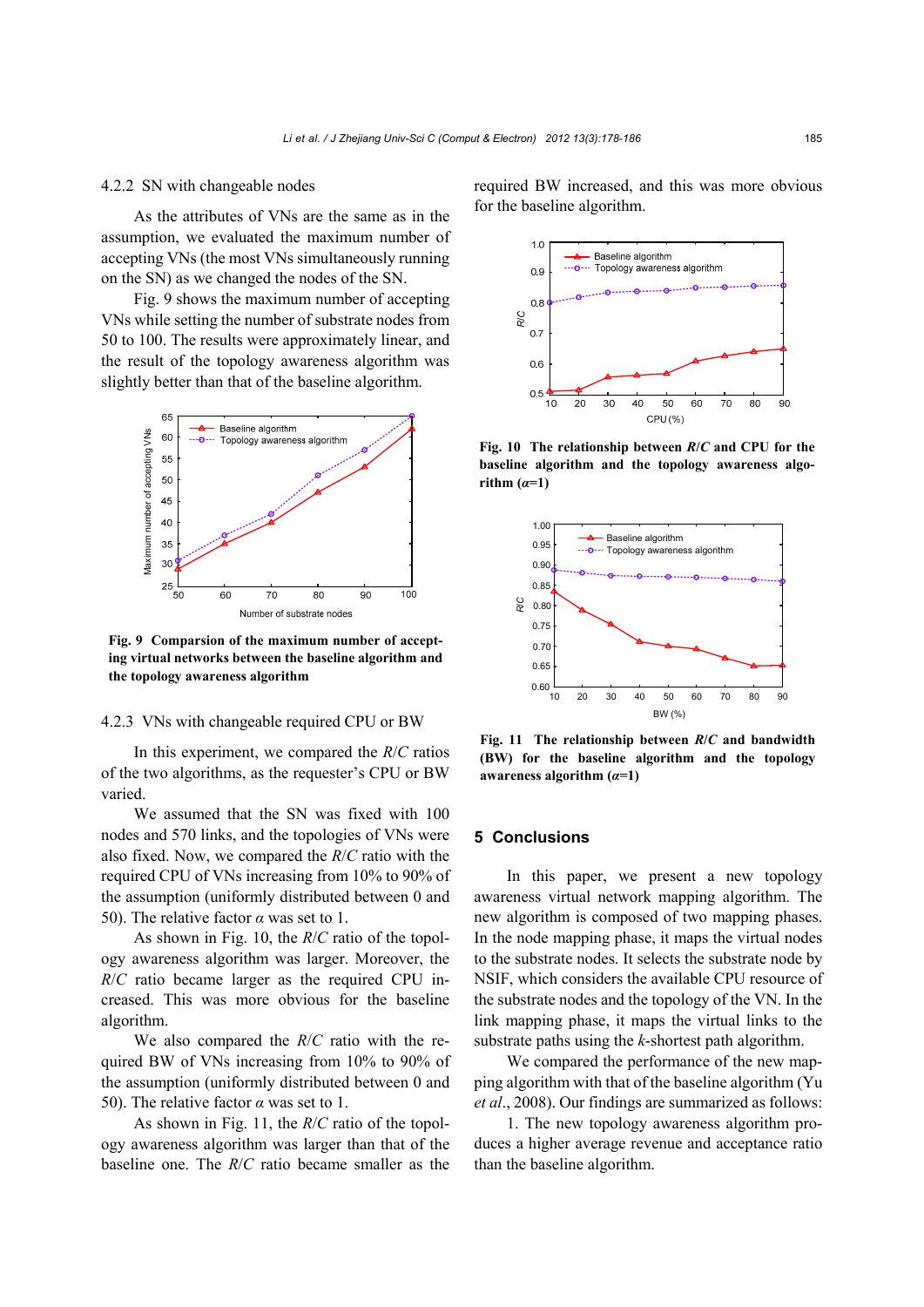### 4.2.2 SN with changeable nodes

As the attributes of VNs are the same as in the assumption, we evaluated the maximum number of accepting VNs (the most VNs simultaneously running on the SN) as we changed the nodes of the SN.

Fig. 9 shows the maximum number of accepting VNs while setting the number of substrate nodes from 50 to 100. The results were approximately linear, and the result of the topology awareness algorithm was slightly better than that of the baseline algorithm.

**Fig. 9 Comparsion of the maximum number of accepting virtual networks between the baseline algorithm and the topology awareness algorithm**

### 4.2.3 VNs with changeable required CPU or BW

In this experiment, we compared the $R/C$ ratios of the two algorithms, as the requester's CPU or BW varied.

We assumed that the SN was fixed with 100 nodes and 570 links, and the topologies of VNs were also fixed. Now, we compared the $R/C$ ratio with the required CPU of VNs increasing from 10% to 90% of the assumption (uniformly distributed between 0 and 50). The relative factor $\alpha$ was set to 1.

As shown in Fig. 10, the $R/C$ ratio of the topology awareness algorithm was larger. Moreover, the $R/C$ ratio became larger as the required CPU increased. This was more obvious for the baseline algorithm.

We also compared the $R/C$ ratio with the required BW of VNs increasing from 10% to 90% of the assumption (uniformly distributed between 0 and 50). The relative factor $\alpha$ was set to 1.

As shown in Fig. 11, the $R/C$ ratio of the topology awareness algorithm was larger than that of the baseline one. The $R/C$ ratio became smaller as the required BW increased, and this was more obvious for the baseline algorithm.

**Fig. 10 The relationship between $R/C$ and CPU for the baseline algorithm and the topology awareness algorithm ($\alpha$=1)**

**Fig. 11 The relationship between $R/C$ and bandwidth (BW) for the baseline algorithm and the topology awareness algorithm ($\alpha$=1)**

## 5 Conclusions

In this paper, we present a new topology awareness virtual network mapping algorithm. The new algorithm is composed of two mapping phases. In the node mapping phase, it maps the virtual nodes to the substrate nodes. It selects the substrate node by NSIF, which considers the available CPU resource of the substrate nodes and the topology of the VN. In the link mapping phase, it maps the virtual links to the substrate paths using the $k$-shortest path algorithm.

We compared the performance of the new mapping algorithm with that of the baseline algorithm (Yu *et al*., 2008). Our findings are summarized as follows:

1. The new topology awareness algorithm produces a higher average revenue and acceptance ratio than the baseline algorithm.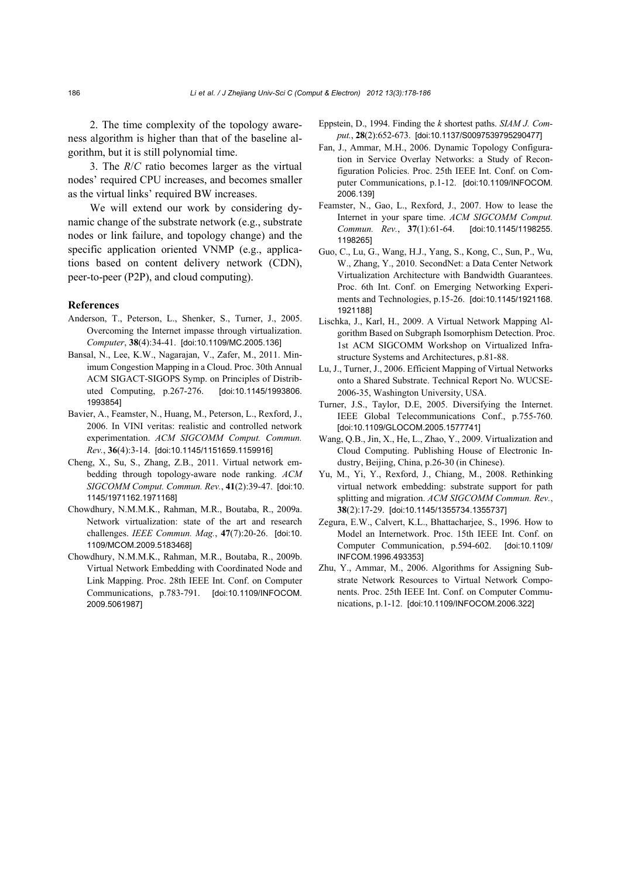2. The time complexity of the topology awareness algorithm is higher than that of the baseline algorithm, but it is still polynomial time.

3. The *R*/*C* ratio becomes larger as the virtual nodes' required CPU increases, and becomes smaller as the virtual links' required BW increases.

We will extend our work by considering dynamic change of the substrate network (e.g., substrate nodes or link failure, and topology change) and the specific application oriented VNMP (e.g., applications based on content delivery network (CDN), peer-to-peer (P2P), and cloud computing).

## References

Anderson, T., Peterson, L., Shenker, S., Turner, J., 2005. Overcoming the Internet impasse through virtualization. *Computer*, **38**(4):34-41. [doi:10.1109/MC.2005.136]

Bansal, N., Lee, K.W., Nagarajan, V., Zafer, M., 2011. Minimum Congestion Mapping in a Cloud. Proc. 30th Annual ACM SIGACT-SIGOPS Symp. on Principles of Distributed Computing, p.267-276. [doi:10.1145/1993806.1993854]

Bavier, A., Feamster, N., Huang, M., Peterson, L., Rexford, J., 2006. In VINI veritas: realistic and controlled network experimentation. *ACM SIGCOMM Comput. Commun. Rev.*, **36**(4):3-14. [doi:10.1145/1151659.1159916]

Cheng, X., Su, S., Zhang, Z.B., 2011. Virtual network embedding through topology-aware node ranking. *ACM SIGCOMM Comput. Commun. Rev.*, **41**(2):39-47. [doi:10.1145/1971162.1971168]

Chowdhury, N.M.M.K., Rahman, M.R., Boutaba, R., 2009a. Network virtualization: state of the art and research challenges. *IEEE Commun. Mag.*, **47**(7):20-26. [doi:10.1109/MCOM.2009.5183468]

Chowdhury, N.M.M.K., Rahman, M.R., Boutaba, R., 2009b. Virtual Network Embedding with Coordinated Node and Link Mapping. Proc. 28th IEEE Int. Conf. on Computer Communications, p.783-791. [doi:10.1109/INFOCOM.2009.5061987]

Eppstein, D., 1994. Finding the *k* shortest paths. *SIAM J. Comput.*, **28**(2):652-673. [doi:10.1137/S0097539795290477]

Fan, J., Ammar, M.H., 2006. Dynamic Topology Configuration in Service Overlay Networks: a Study of Reconfiguration Policies. Proc. 25th IEEE Int. Conf. on Computer Communications, p.1-12. [doi:10.1109/INFOCOM.2006.139]

Feamster, N., Gao, L., Rexford, J., 2007. How to lease the Internet in your spare time. *ACM SIGCOMM Comput. Commun. Rev.*, **37**(1):61-64. [doi:10.1145/1198255.1198265]

Guo, C., Lu, G., Wang, H.J., Yang, S., Kong, C., Sun, P., Wu, W., Zhang, Y., 2010. SecondNet: a Data Center Network Virtualization Architecture with Bandwidth Guarantees. Proc. 6th Int. Conf. on Emerging Networking Experiments and Technologies, p.15-26. [doi:10.1145/1921168.1921188]

Lischka, J., Karl, H., 2009. A Virtual Network Mapping Algorithm Based on Subgraph Isomorphism Detection. Proc. 1st ACM SIGCOMM Workshop on Virtualized Infrastructure Systems and Architectures, p.81-88.

Lu, J., Turner, J., 2006. Efficient Mapping of Virtual Networks onto a Shared Substrate. Technical Report No. WUCSE-2006-35, Washington University, USA.

Turner, J.S., Taylor, D.E, 2005. Diversifying the Internet. IEEE Global Telecommunications Conf., p.755-760. [doi:10.1109/GLOCOM.2005.1577741]

Wang, Q.B., Jin, X., He, L., Zhao, Y., 2009. Virtualization and Cloud Computing. Publishing House of Electronic Industry, Beijing, China, p.26-30 (in Chinese).

Yu, M., Yi, Y., Rexford, J., Chiang, M., 2008. Rethinking virtual network embedding: substrate support for path splitting and migration. *ACM SIGCOMM Commun. Rev.*, **38**(2):17-29. [doi:10.1145/1355734.1355737]

Zegura, E.W., Calvert, K.L., Bhattacharjee, S., 1996. How to Model an Internetwork. Proc. 15th IEEE Int. Conf. on Computer Communication, p.594-602. [doi:10.1109/INFCOM.1996.493353]

Zhu, Y., Ammar, M., 2006. Algorithms for Assigning Substrate Network Resources to Virtual Network Components. Proc. 25th IEEE Int. Conf. on Computer Communications, p.1-12. [doi:10.1109/INFOCOM.2006.322]